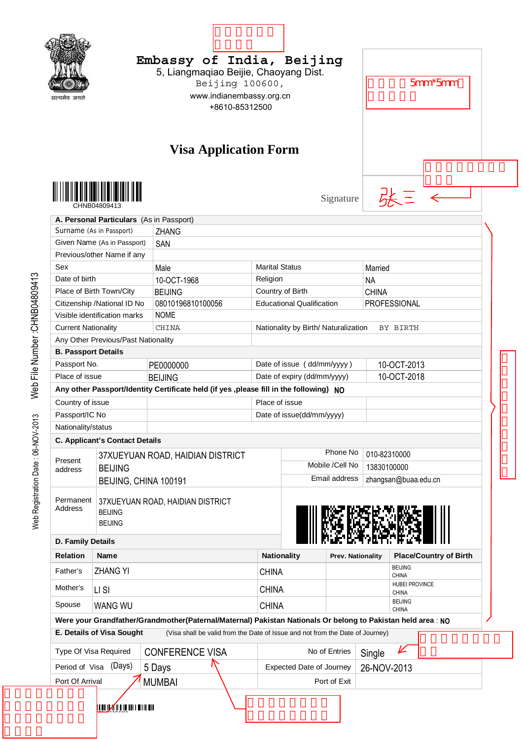# Embassy of India, Beijing

5, Liangmaqiao Beijie, Chaoyang Dist.
Beijing 100600,
www.indianembassy.org.cn
+8610-85312500

## Visa Application Form

CHNB04809413

Signature 张三

Web File Number :CHNB04809413

Web Registration Date : 06-NOV-2013

| **A. Personal Particulars** (As in Passport) | | | |
|---|---|---|---|
| Surname (As in Passport) | ZHANG | | |
| Given Name (As in Passport) | SAN | | |
| Previous/other Name if any | | | |
| Sex | Male | Marital Status | Married |
| Date of birth | 10-OCT-1968 | Religion | NA |
| Place of Birth Town/City | BEIJING | Country of Birth | CHINA |
| Citizenship /National ID No | 08010196810100056 | Educational Qualification | PROFESSIONAL |
| Visible identification marks | NOME | | |
| Current Nationality | CHINA | Nationality by Birth/ Naturalization | BY BIRTH |
| Any Other Previous/Past Nationality | | | |

| **B. Passport Details** | | | |
|---|---|---|---|
| Passport No. | PE0000000 | Date of issue ( dd/mm/yyyy ) | 10-OCT-2013 |
| Place of issue | BEIJING | Date of expiry (dd/mm/yyyy) | 10-OCT-2018 |
| **Any other Passport/Identity Certificate held (if yes ,please fill in the following)** NO | | | |
| Country of issue | | Place of issue | |
| Passport/IC No | | Date of issue(dd/mm/yyyy) | |
| Nationality/status | | | |

| **C. Applicant's Contact Details** | | | |
|---|---|---|---|
| Present address | 37XUEYUAN ROAD, HAIDIAN DISTRICT<br>BEIJING<br>BEIJING, CHINA 100191 | Phone No | 010-82310000 |
| | | Mobile /Cell No | 13830100000 |
| | | Email address | zhangsan@buaa.edu.cn |
| Permanent Address | 37XUEYUAN ROAD, HAIDIAN DISTRICT<br>BEIJING<br>BEIJING | | |

**D. Family Details**

| Relation | Name | Nationality | Prev. Nationality | Place/Country of Birth |
|---|---|---|---|---|
| Father's | ZHANG YI | CHINA | | BEIJING<br>CHINA |
| Mother's | LI SI | CHINA | | HUBEI PROVINCE<br>CHINA |
| Spouse | WANG WU | CHINA | | BEIJING<br>CHINA |

**Were your Grandfather/Grandmother(Paternal/Maternal) Pakistan Nationals Or belong to Pakistan held area** : NO

| **E. Details of Visa Sought** (Visa shall be valid from the Date of Issue and not from the Date of Journey) | | | |
|---|---|---|---|
| Type Of Visa Required | CONFERENCE VISA | No of Entries | Single |
| Period of Visa (Days) | 5 Days | Expected Date of Journey | 26-NOV-2013 |
| Port Of Arrival | MUMBAI | Port of Exit | |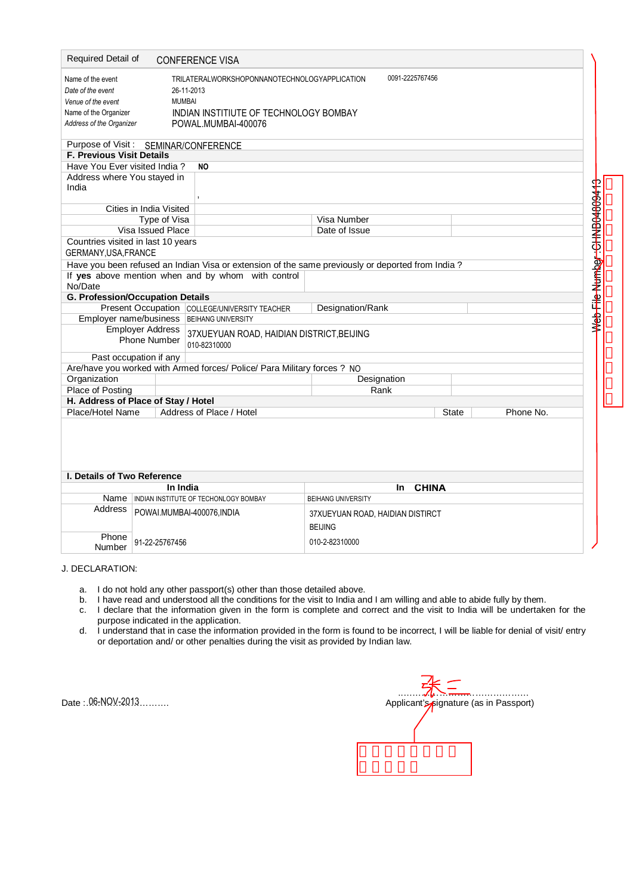Required Detail of CONFERENCE VISA

| | | |
|---|---|---|
| Name of the event | TRILATERALWORKSHOPONNANOTECHNOLOGYAPPLICATION | 0091-2225767456 |
| *Date of the event* | 26-11-2013 | |
| *Venue of the event* | MUMBAI | |
| Name of the Organizer | INDIAN INSTITUTE OF TECHNOLOGY BOMBAY | |
| *Address of the Organizer* | POWAL.MUMBAI-400076 | |

Purpose of Visit : SEMINAR/CONFERENCE

**F. Previous Visit Details**

| | | | |
|---|---|---|---|
| Have You Ever visited India ? | **NO** | | |
| Address where You stayed in India | , | | |
| Cities in India Visited | | | |
| Type of Visa | | Visa Number | |
| Visa Issued Place | | Date of Issue | |

Countries visited in last 10 years
GERMANY,USA,FRANCE

Have you been refused an Indian Visa or extension of the same previously or deported from India ?

If **yes** above mention when and by whom with control No/Date

**G. Profession/Occupation Details**

| | | | |
|---|---|---|---|
| Present Occupation | COLLEGE/UNIVERSITY TEACHER | Designation/Rank | |
| Employer name/business | BEIHANG UNIVERSITY | | |
| Employer Address Phone Number | 37XUEYUAN ROAD, HAIDIAN DISTRICT,BEIJING 010-82310000 | | |
| Past occupation if any | | | |

Are/have you worked with Armed forces/ Police/ Para Military forces ? NO

| | | | |
|---|---|---|---|
| Organization | | Designation | |
| Place of Posting | | Rank | |

**H. Address of Place of Stay / Hotel**

| Place/Hotel Name | Address of Place / Hotel | State | Phone No. |
|---|---|---|---|
| | | | |

**I. Details of Two Reference**

| | In India | In **CHINA** |
|---|---|---|
| Name | INDIAN INSTITUTE OF TECHONLOGY BOMBAY | BEIHANG UNIVERSITY |
| Address | POWAI.MUMBAI-400076,INDIA | 37XUEYUAN ROAD, HAIDIAN DISTRICT BEIJING |
| Phone Number | 91-22-25767456 | 010-2-82310000 |

Web File Number :CHNB04809413

J. DECLARATION:

a. I do not hold any other passport(s) other than those detailed above.
b. I have read and understood all the conditions for the visit to India and I am willing and able to abide fully by them.
c. I declare that the information given in the form is complete and correct and the visit to India will be undertaken for the purpose indicated in the application.
d. I understand that in case the information provided in the form is found to be incorrect, I will be liable for denial of visit/ entry or deportation and/ or other penalties during the visit as provided by Indian law.

Date : 06-NOV-2013

张三
Applicant's signature (as in Passport)